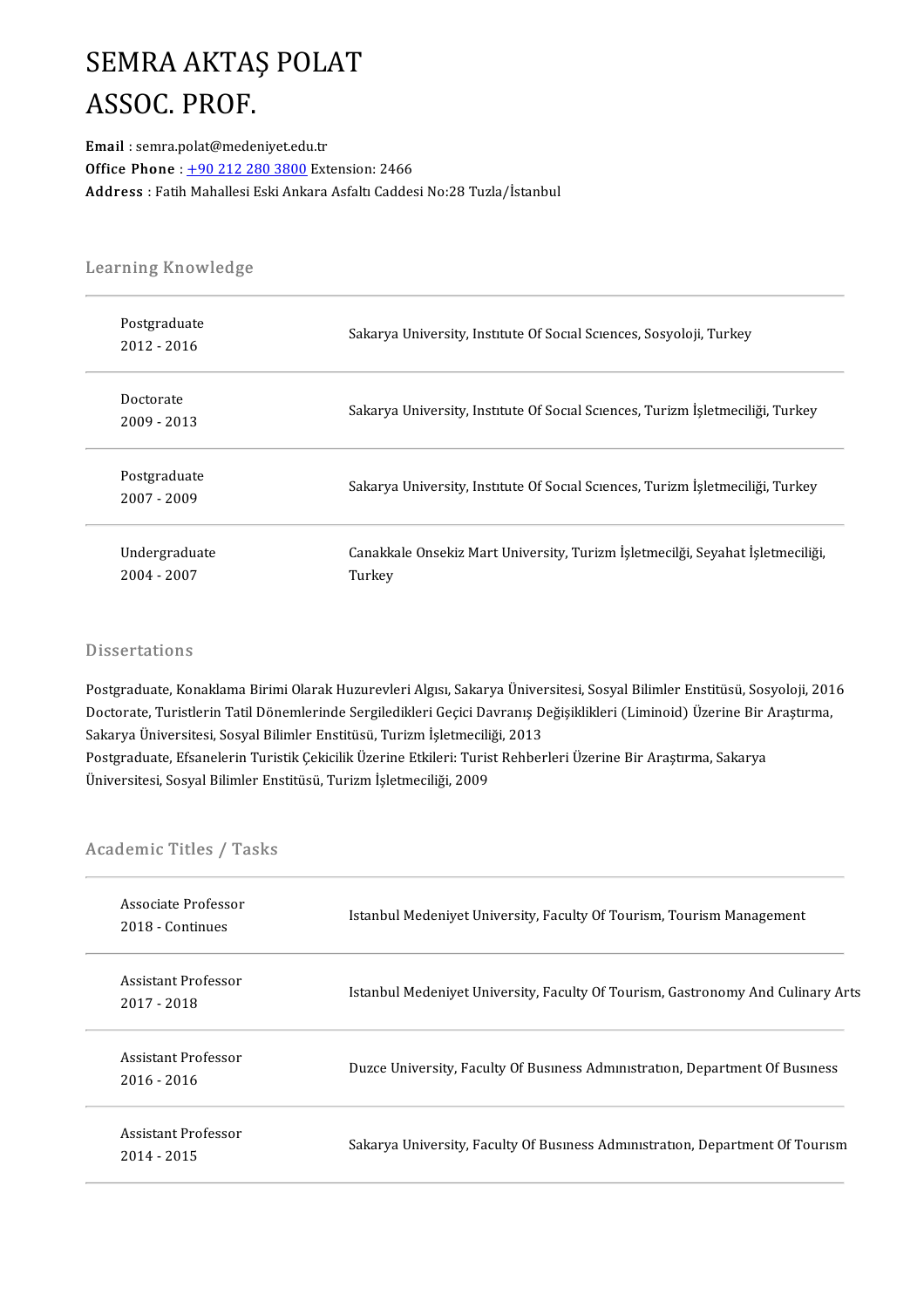# SEMRA AKTAŞ POLAT
# ASSOC. PROF.

**Email** : semra.polat@medeniyet.edu.tr
**Office Phone** : +90 212 280 3800 Extension: 2466
**Address** : Fatih Mahallesi Eski Ankara Asfaltı Caddesi No:28 Tuzla/İstanbul

## Learning Knowledge

| | |
|---|---|
| Postgraduate<br>2012 - 2016 | Sakarya University, Institute Of Social Sciences, Sosyoloji, Turkey |
| Doctorate<br>2009 - 2013 | Sakarya University, Institute Of Social Sciences, Turizm İşletmeciliği, Turkey |
| Postgraduate<br>2007 - 2009 | Sakarya University, Institute Of Social Sciences, Turizm İşletmeciliği, Turkey |
| Undergraduate<br>2004 - 2007 | Canakkale Onsekiz Mart University, Turizm İşletmecilği, Seyahat İşletmeciliği, Turkey |

## Dissertations

Postgraduate, Konaklama Birimi Olarak Huzurevleri Algısı, Sakarya Üniversitesi, Sosyal Bilimler Enstitüsü, Sosyoloji, 2016
Doctorate, Turistlerin Tatil Dönemlerinde Sergiledikleri Geçici Davranış Değişiklikleri (Liminoid) Üzerine Bir Araştırma, Sakarya Üniversitesi, Sosyal Bilimler Enstitüsü, Turizm İşletmeciliği, 2013
Postgraduate, Efsanelerin Turistik Çekicilik Üzerine Etkileri: Turist Rehberleri Üzerine Bir Araştırma, Sakarya Üniversitesi, Sosyal Bilimler Enstitüsü, Turizm İşletmeciliği, 2009

## Academic Titles / Tasks

| | |
|---|---|
| Associate Professor<br>2018 - Continues | Istanbul Medeniyet University, Faculty Of Tourism, Tourism Management |
| Assistant Professor<br>2017 - 2018 | Istanbul Medeniyet University, Faculty Of Tourism, Gastronomy And Culinary Arts |
| Assistant Professor<br>2016 - 2016 | Duzce University, Faculty Of Business Administration, Department Of Business |
| Assistant Professor<br>2014 - 2015 | Sakarya University, Faculty Of Business Administration, Department Of Tourism |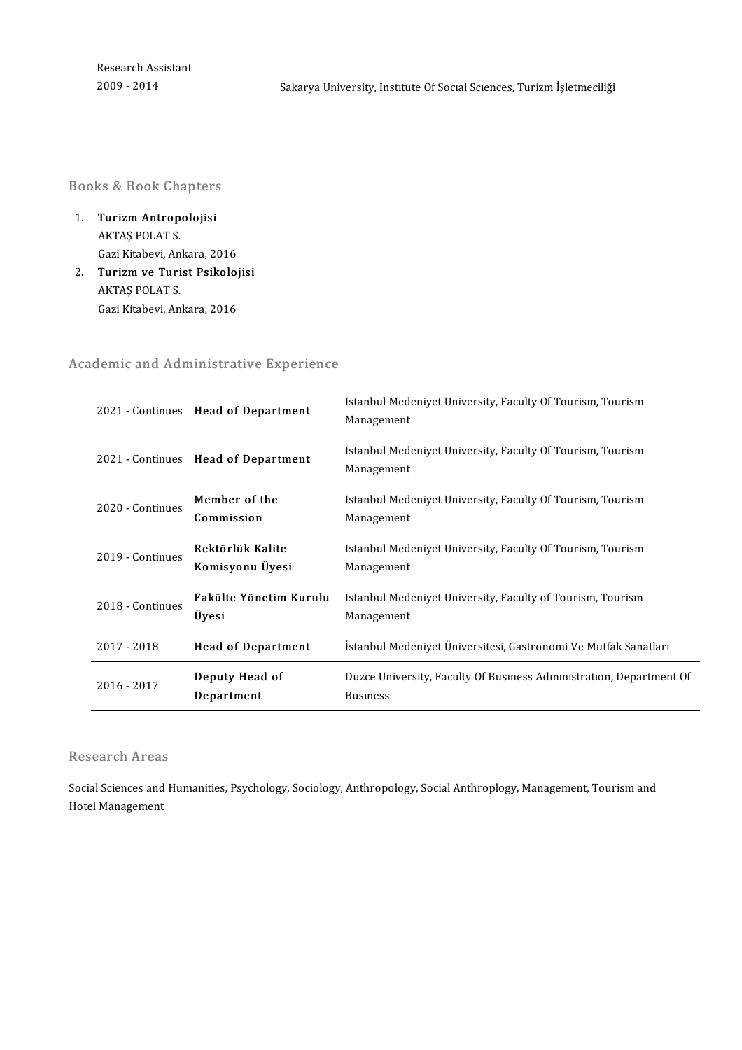Research Assistant
2009 - 2014 Sakarya University, Instıtute Of Socıal Scıences, Turizm İşletmeciliği

## Books & Book Chapters

1. **Turizm Antropolojisi**
   AKTAŞ POLAT S.
   Gazi Kitabevi, Ankara, 2016
2. **Turizm ve Turist Psikolojisi**
   AKTAŞ POLAT S.
   Gazi Kitabevi, Ankara, 2016

## Academic and Administrative Experience

| | | |
|---|---|---|
| 2021 - Continues | **Head of Department** | Istanbul Medeniyet University, Faculty Of Tourism, Tourism Management |
| 2021 - Continues | **Head of Department** | Istanbul Medeniyet University, Faculty Of Tourism, Tourism Management |
| 2020 - Continues | **Member of the Commission** | Istanbul Medeniyet University, Faculty Of Tourism, Tourism Management |
| 2019 - Continues | **Rektörlük Kalite Komisyonu Üyesi** | Istanbul Medeniyet University, Faculty Of Tourism, Tourism Management |
| 2018 - Continues | **Fakülte Yönetim Kurulu Üyesi** | Istanbul Medeniyet University, Faculty of Tourism, Tourism Management |
| 2017 - 2018 | **Head of Department** | İstanbul Medeniyet Üniversitesi, Gastronomi Ve Mutfak Sanatları |
| 2016 - 2017 | **Deputy Head of Department** | Duzce University, Faculty Of Busıness Admınıstratıon, Department Of Busıness |

## Research Areas

Social Sciences and Humanities, Psychology, Sociology, Anthropology, Social Anthroplogy, Management, Tourism and Hotel Management